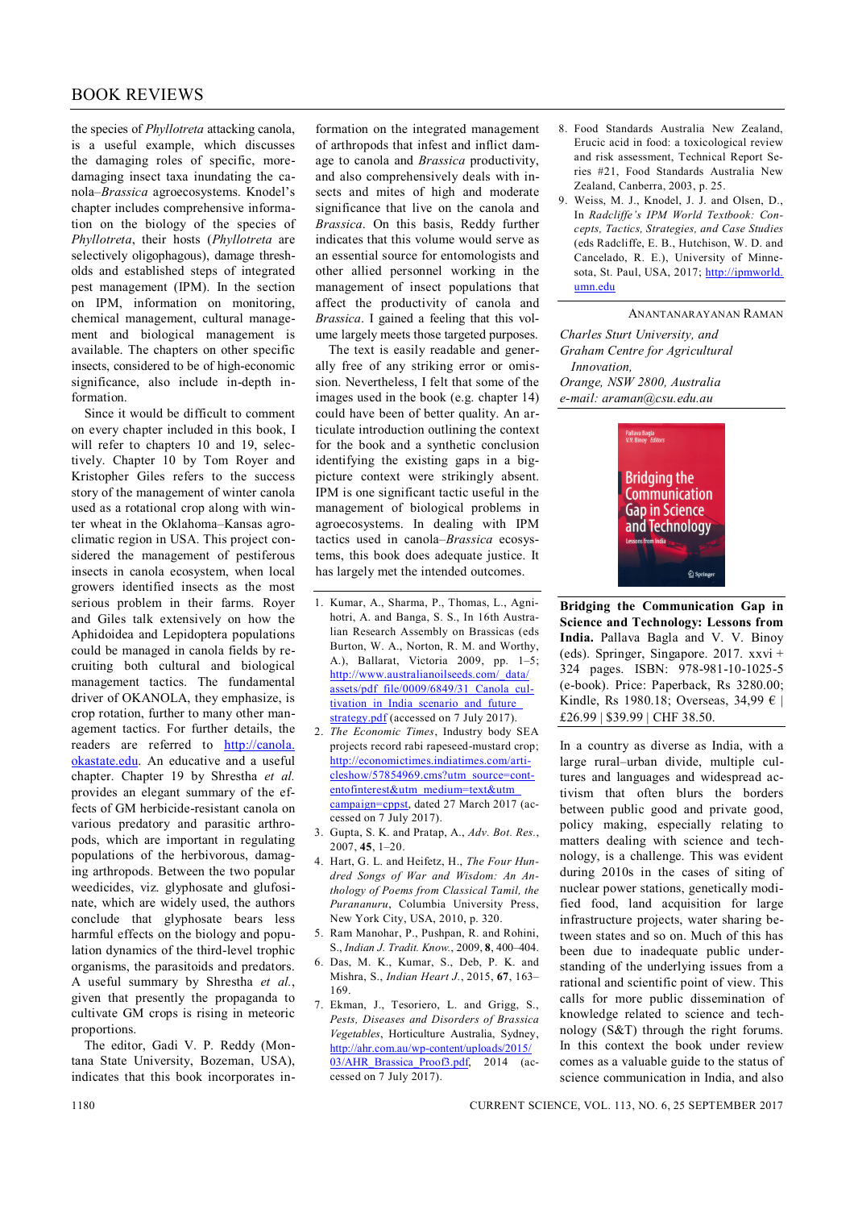# BOOK REVIEWS

the species of *Phyllotreta* attacking canola, is a useful example, which discusses the damaging roles of specific, more-damaging insect taxa inundating the canola–*Brassica* agroecosystems. Knodel's chapter includes comprehensive information on the biology of the species of *Phyllotreta*, their hosts (*Phyllotreta* are selectively oligophagous), damage thresholds and established steps of integrated pest management (IPM). In the section on IPM, information on monitoring, chemical management, cultural management and biological management is available. The chapters on other specific insects, considered to be of high-economic significance, also include in-depth information.

Since it would be difficult to comment on every chapter included in this book, I will refer to chapters 10 and 19, selectively. Chapter 10 by Tom Royer and Kristopher Giles refers to the success story of the management of winter canola used as a rotational crop along with winter wheat in the Oklahoma–Kansas agroclimatic region in USA. This project considered the management of pestiferous insects in canola ecosystem, when local growers identified insects as the most serious problem in their farms. Royer and Giles talk extensively on how the Aphidoidea and Lepidoptera populations could be managed in canola fields by recruiting both cultural and biological management tactics. The fundamental driver of OKANOLA, they emphasize, is crop rotation, further to many other management tactics. For further details, the readers are referred to http://canola.okastate.edu. An educative and a useful chapter. Chapter 19 by Shrestha *et al.* provides an elegant summary of the effects of GM herbicide-resistant canola on various predatory and parasitic arthropods, which are important in regulating populations of the herbivorous, damaging arthropods. Between the two popular weedicides, viz. glyphosate and glufosinate, which are widely used, the authors conclude that glyphosate bears less harmful effects on the biology and population dynamics of the third-level trophic organisms, the parasitoids and predators. A useful summary by Shrestha *et al.*, given that presently the propaganda to cultivate GM crops is rising in meteoric proportions.

The editor, Gadi V. P. Reddy (Montana State University, Bozeman, USA), indicates that this book incorporates information on the integrated management of arthropods that infest and inflict damage to canola and *Brassica* productivity, and also comprehensively deals with insects and mites of high and moderate significance that live on the canola and *Brassica*. On this basis, Reddy further indicates that this volume would serve as an essential source for entomologists and other allied personnel working in the management of insect populations that affect the productivity of canola and *Brassica*. I gained a feeling that this volume largely meets those targeted purposes.

The text is easily readable and generally free of any striking error or omission. Nevertheless, I felt that some of the images used in the book (e.g. chapter 14) could have been of better quality. An articulate introduction outlining the context for the book and a synthetic conclusion identifying the existing gaps in a big-picture context were strikingly absent. IPM is one significant tactic useful in the management of biological problems in agroecosystems. In dealing with IPM tactics used in canola–*Brassica* ecosystems, this book does adequate justice. It has largely met the intended outcomes.

1. Kumar, A., Sharma, P., Thomas, L., Agnihotri, A. and Banga, S. S., In 16th Australian Research Assembly on Brassicas (eds Burton, W. A., Norton, R. M. and Worthy, A.), Ballarat, Victoria 2009, pp. 1–5; http://www.australianoilseeds.com/_data/assets/pdf_file/0009/6849/31_Canola_cultivation_in_India_scenario_and_future_strategy.pdf (accessed on 7 July 2017).
2. *The Economic Times*, Industry body SEA projects record rabi rapeseed-mustard crop; http://economictimes.indiatimes.com/articleshow/57854969.cms?utm_source=contentofinterest&utm_medium=text&utm_campaign=cppst, dated 27 March 2017 (accessed on 7 July 2017).
3. Gupta, S. K. and Pratap, A., *Adv. Bot. Res.*, 2007, **45**, 1–20.
4. Hart, G. L. and Heifetz, H., *The Four Hundred Songs of War and Wisdom: An Anthology of Poems from Classical Tamil, the Purananuru*, Columbia University Press, New York City, USA, 2010, p. 320.
5. Ram Manohar, P., Pushpan, R. and Rohini, S., *Indian J. Tradit. Know.*, 2009, **8**, 400–404.
6. Das, M. K., Kumar, S., Deb, P. K. and Mishra, S., *Indian Heart J.*, 2015, **67**, 163–169.
7. Ekman, J., Tesoriero, L. and Grigg, S., *Pests, Diseases and Disorders of Brassica Vegetables*, Horticulture Australia, Sydney, http://ahr.com.au/wp-content/uploads/2015/03/AHR_Brassica_Proof3.pdf, 2014 (accessed on 7 July 2017).
8. Food Standards Australia New Zealand, Erucic acid in food: a toxicological review and risk assessment, Technical Report Series #21, Food Standards Australia New Zealand, Canberra, 2003, p. 25.
9. Weiss, M. J., Knodel, J. J. and Olsen, D., In *Radcliffe's IPM World Textbook: Concepts, Tactics, Strategies, and Case Studies* (eds Radcliffe, E. B., Hutchison, W. D. and Cancelado, R. E.), University of Minnesota, St. Paul, USA, 2017; http://ipmworld.umn.edu

ANANTANARAYANAN RAMAN

*Charles Sturt University, and*
*Graham Centre for Agricultural Innovation,*
*Orange, NSW 2800, Australia*
*e-mail: araman@csu.edu.au*

**Bridging the Communication Gap in Science and Technology: Lessons from India.** Pallava Bagla and V. V. Binoy (eds). Springer, Singapore. 2017. xxvi + 324 pages. ISBN: 978-981-10-1025-5 (e-book). Price: Paperback, Rs 3280.00; Kindle, Rs 1980.18; Overseas, 34,99 € | £26.99 | $39.99 | CHF 38.50.

In a country as diverse as India, with a large rural–urban divide, multiple cultures and languages and widespread activism that often blurs the borders between public good and private good, policy making, especially relating to matters dealing with science and technology, is a challenge. This was evident during 2010s in the cases of siting of nuclear power stations, genetically modified food, land acquisition for large infrastructure projects, water sharing between states and so on. Much of this has been due to inadequate public understanding of the underlying issues from a rational and scientific point of view. This calls for more public dissemination of knowledge related to science and technology (S&T) through the right forums. In this context the book under review comes as a valuable guide to the status of science communication in India, and also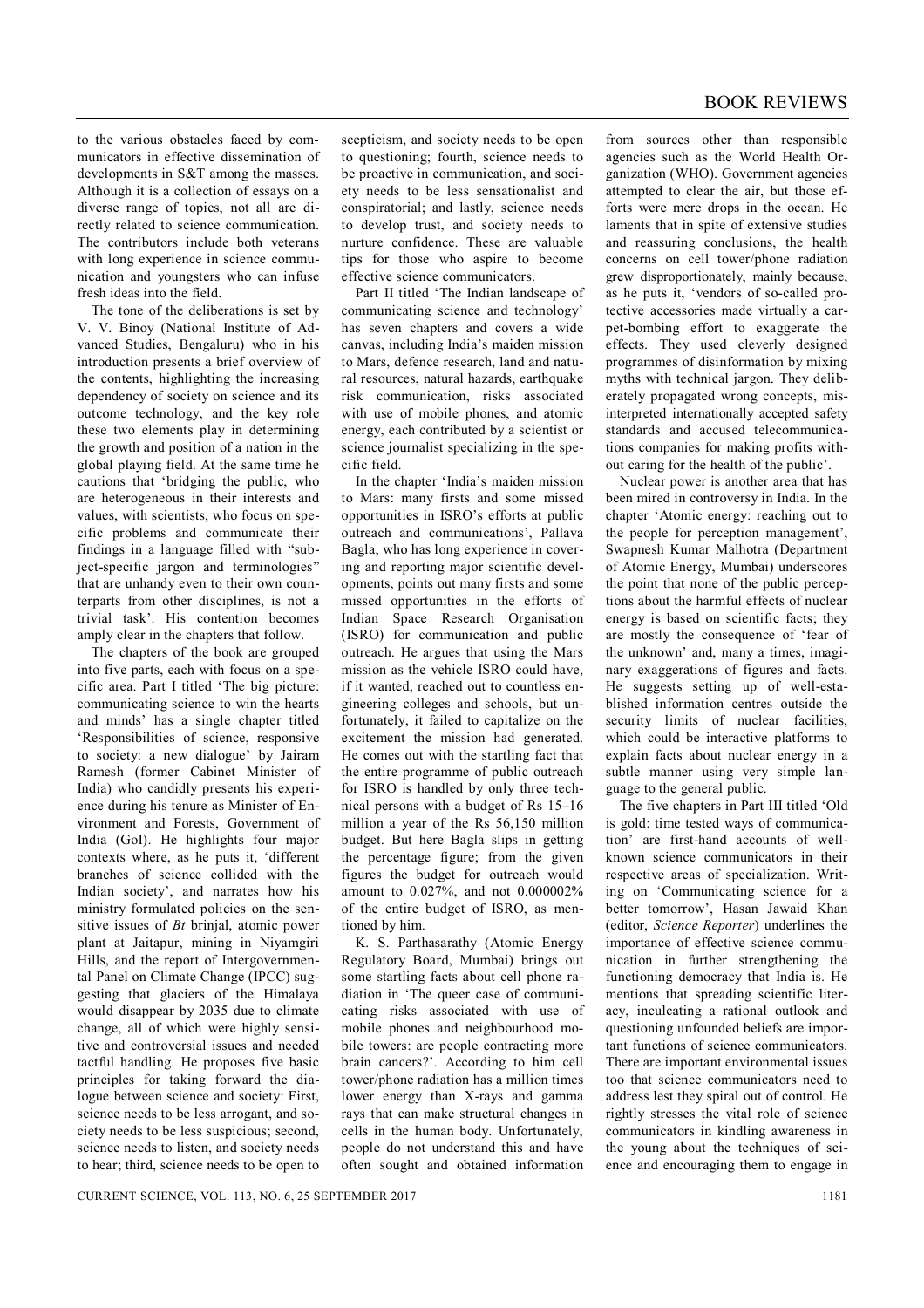to the various obstacles faced by communicators in effective dissemination of developments in S&T among the masses. Although it is a collection of essays on a diverse range of topics, not all are directly related to science communication. The contributors include both veterans with long experience in science communication and youngsters who can infuse fresh ideas into the field.

The tone of the deliberations is set by V. V. Binoy (National Institute of Advanced Studies, Bengaluru) who in his introduction presents a brief overview of the contents, highlighting the increasing dependency of society on science and its outcome technology, and the key role these two elements play in determining the growth and position of a nation in the global playing field. At the same time he cautions that 'bridging the public, who are heterogeneous in their interests and values, with scientists, who focus on specific problems and communicate their findings in a language filled with "subject-specific jargon and terminologies" that are unhandy even to their own counterparts from other disciplines, is not a trivial task'. His contention becomes amply clear in the chapters that follow.

The chapters of the book are grouped into five parts, each with focus on a specific area. Part I titled 'The big picture: communicating science to win the hearts and minds' has a single chapter titled 'Responsibilities of science, responsive to society: a new dialogue' by Jairam Ramesh (former Cabinet Minister of India) who candidly presents his experience during his tenure as Minister of Environment and Forests, Government of India (GoI). He highlights four major contexts where, as he puts it, 'different branches of science collided with the Indian society', and narrates how his ministry formulated policies on the sensitive issues of *Bt* brinjal, atomic power plant at Jaitapur, mining in Niyamgiri Hills, and the report of Intergovernmental Panel on Climate Change (IPCC) suggesting that glaciers of the Himalaya would disappear by 2035 due to climate change, all of which were highly sensitive and controversial issues and needed tactful handling. He proposes five basic principles for taking forward the dialogue between science and society: First, science needs to be less arrogant, and society needs to be less suspicious; second, science needs to listen, and society needs to hear; third, science needs to be open to scepticism, and society needs to be open to questioning; fourth, science needs to be proactive in communication, and society needs to be less sensationalist and conspiratorial; and lastly, science needs to develop trust, and society needs to nurture confidence. These are valuable tips for those who aspire to become effective science communicators.

Part II titled 'The Indian landscape of communicating science and technology' has seven chapters and covers a wide canvas, including India's maiden mission to Mars, defence research, land and natural resources, natural hazards, earthquake risk communication, risks associated with use of mobile phones, and atomic energy, each contributed by a scientist or science journalist specializing in the specific field.

In the chapter 'India's maiden mission to Mars: many firsts and some missed opportunities in ISRO's efforts at public outreach and communications', Pallava Bagla, who has long experience in covering and reporting major scientific developments, points out many firsts and some missed opportunities in the efforts of Indian Space Research Organisation (ISRO) for communication and public outreach. He argues that using the Mars mission as the vehicle ISRO could have, if it wanted, reached out to countless engineering colleges and schools, but unfortunately, it failed to capitalize on the excitement the mission had generated. He comes out with the startling fact that the entire programme of public outreach for ISRO is handled by only three technical persons with a budget of Rs 15–16 million a year of the Rs 56,150 million budget. But here Bagla slips in getting the percentage figure; from the given figures the budget for outreach would amount to 0.027%, and not 0.000002% of the entire budget of ISRO, as mentioned by him.

K. S. Parthasarathy (Atomic Energy Regulatory Board, Mumbai) brings out some startling facts about cell phone radiation in 'The queer case of communicating risks associated with use of mobile phones and neighbourhood mobile towers: are people contracting more brain cancers?'. According to him cell tower/phone radiation has a million times lower energy than X-rays and gamma rays that can make structural changes in cells in the human body. Unfortunately, people do not understand this and have often sought and obtained information from sources other than responsible agencies such as the World Health Organization (WHO). Government agencies attempted to clear the air, but those efforts were mere drops in the ocean. He laments that in spite of extensive studies and reassuring conclusions, the health concerns on cell tower/phone radiation grew disproportionately, mainly because, as he puts it, 'vendors of so-called protective accessories made virtually a carpet-bombing effort to exaggerate the effects. They used cleverly designed programmes of disinformation by mixing myths with technical jargon. They deliberately propagated wrong concepts, misinterpreted internationally accepted safety standards and accused telecommunications companies for making profits without caring for the health of the public'.

Nuclear power is another area that has been mired in controversy in India. In the chapter 'Atomic energy: reaching out to the people for perception management', Swapnesh Kumar Malhotra (Department of Atomic Energy, Mumbai) underscores the point that none of the public perceptions about the harmful effects of nuclear energy is based on scientific facts; they are mostly the consequence of 'fear of the unknown' and, many a times, imaginary exaggerations of figures and facts. He suggests setting up of well-established information centres outside the security limits of nuclear facilities, which could be interactive platforms to explain facts about nuclear energy in a subtle manner using very simple language to the general public.

The five chapters in Part III titled 'Old is gold: time tested ways of communication' are first-hand accounts of well-known science communicators in their respective areas of specialization. Writing on 'Communicating science for a better tomorrow', Hasan Jawaid Khan (editor, *Science Reporter*) underlines the importance of effective science communication in further strengthening the functioning democracy that India is. He mentions that spreading scientific literacy, inculcating a rational outlook and questioning unfounded beliefs are important functions of science communicators. There are important environmental issues too that science communicators need to address lest they spiral out of control. He rightly stresses the vital role of science communicators in kindling awareness in the young about the techniques of science and encouraging them to engage in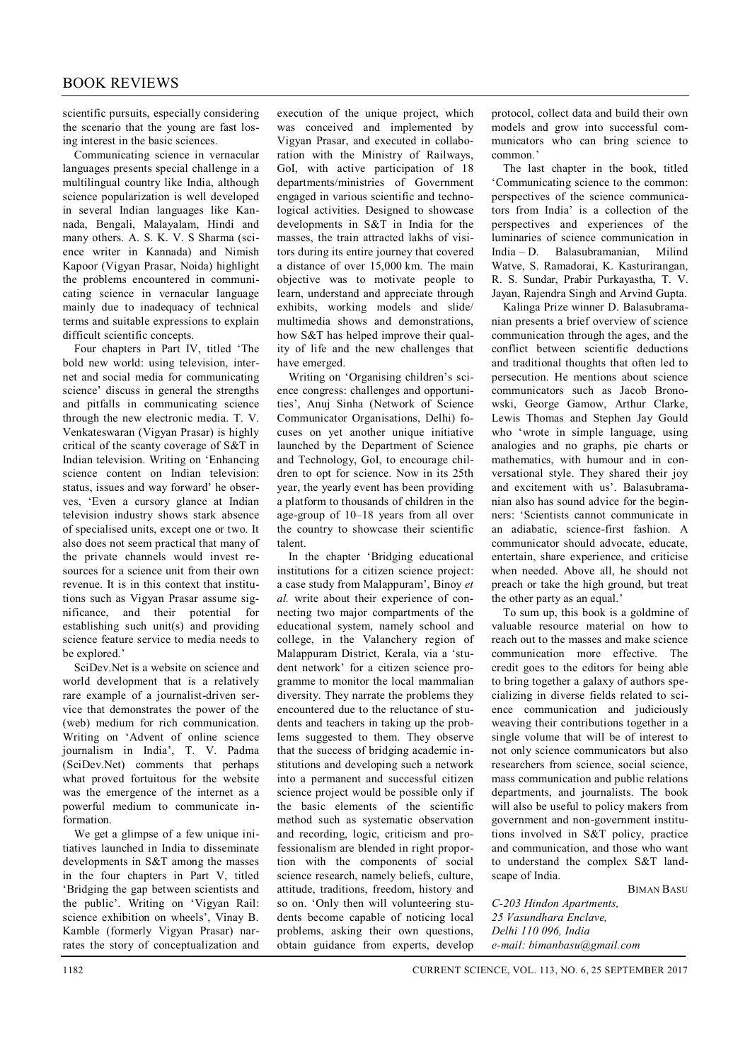scientific pursuits, especially considering the scenario that the young are fast losing interest in the basic sciences.

Communicating science in vernacular languages presents special challenge in a multilingual country like India, although science popularization is well developed in several Indian languages like Kannada, Bengali, Malayalam, Hindi and many others. A. S. K. V. S Sharma (science writer in Kannada) and Nimish Kapoor (Vigyan Prasar, Noida) highlight the problems encountered in communicating science in vernacular language mainly due to inadequacy of technical terms and suitable expressions to explain difficult scientific concepts.

Four chapters in Part IV, titled 'The bold new world: using television, internet and social media for communicating science' discuss in general the strengths and pitfalls in communicating science through the new electronic media. T. V. Venkateswaran (Vigyan Prasar) is highly critical of the scanty coverage of S&T in Indian television. Writing on 'Enhancing science content on Indian television: status, issues and way forward' he observes, 'Even a cursory glance at Indian television industry shows stark absence of specialised units, except one or two. It also does not seem practical that many of the private channels would invest resources for a science unit from their own revenue. It is in this context that institutions such as Vigyan Prasar assume significance, and their potential for establishing such unit(s) and providing science feature service to media needs to be explored.'

SciDev.Net is a website on science and world development that is a relatively rare example of a journalist-driven service that demonstrates the power of the (web) medium for rich communication. Writing on 'Advent of online science journalism in India', T. V. Padma (SciDev.Net) comments that perhaps what proved fortuitous for the website was the emergence of the internet as a powerful medium to communicate information.

We get a glimpse of a few unique initiatives launched in India to disseminate developments in S&T among the masses in the four chapters in Part V, titled 'Bridging the gap between scientists and the public'. Writing on 'Vigyan Rail: science exhibition on wheels', Vinay B. Kamble (formerly Vigyan Prasar) narrates the story of conceptualization and execution of the unique project, which was conceived and implemented by Vigyan Prasar, and executed in collaboration with the Ministry of Railways, GoI, with active participation of 18 departments/ministries of Government engaged in various scientific and technological activities. Designed to showcase developments in S&T in India for the masses, the train attracted lakhs of visitors during its entire journey that covered a distance of over 15,000 km. The main objective was to motivate people to learn, understand and appreciate through exhibits, working models and slide/multimedia shows and demonstrations, how S&T has helped improve their quality of life and the new challenges that have emerged.

Writing on 'Organising children's science congress: challenges and opportunities', Anuj Sinha (Network of Science Communicator Organisations, Delhi) focuses on yet another unique initiative launched by the Department of Science and Technology, GoI, to encourage children to opt for science. Now in its 25th year, the yearly event has been providing a platform to thousands of children in the age-group of 10–18 years from all over the country to showcase their scientific talent.

In the chapter 'Bridging educational institutions for a citizen science project: a case study from Malappuram', Binoy *et al.* write about their experience of connecting two major compartments of the educational system, namely school and college, in the Valanchery region of Malappuram District, Kerala, via a 'student network' for a citizen science programme to monitor the local mammalian diversity. They narrate the problems they encountered due to the reluctance of students and teachers in taking up the problems suggested to them. They observe that the success of bridging academic institutions and developing such a network into a permanent and successful citizen science project would be possible only if the basic elements of the scientific method such as systematic observation and recording, logic, criticism and professionalism are blended in right proportion with the components of social science research, namely beliefs, culture, attitude, traditions, freedom, history and so on. 'Only then will volunteering students become capable of noticing local problems, asking their own questions, obtain guidance from experts, develop protocol, collect data and build their own models and grow into successful communicators who can bring science to common.'

The last chapter in the book, titled 'Communicating science to the common: perspectives of the science communicators from India' is a collection of the perspectives and experiences of the luminaries of science communication in India – D. Balasubramanian, Milind Watve, S. Ramadorai, K. Kasturirangan, R. S. Sundar, Prabir Purkayastha, T. V. Jayan, Rajendra Singh and Arvind Gupta.

Kalinga Prize winner D. Balasubramanian presents a brief overview of science communication through the ages, and the conflict between scientific deductions and traditional thoughts that often led to persecution. He mentions about science communicators such as Jacob Bronowski, George Gamow, Arthur Clarke, Lewis Thomas and Stephen Jay Gould who 'wrote in simple language, using analogies and no graphs, pie charts or mathematics, with humour and in conversational style. They shared their joy and excitement with us'. Balasubramanian also has sound advice for the beginners: 'Scientists cannot communicate in an adiabatic, science-first fashion. A communicator should advocate, educate, entertain, share experience, and criticise when needed. Above all, he should not preach or take the high ground, but treat the other party as an equal.'

To sum up, this book is a goldmine of valuable resource material on how to reach out to the masses and make science communication more effective. The credit goes to the editors for being able to bring together a galaxy of authors specializing in diverse fields related to science communication and judiciously weaving their contributions together in a single volume that will be of interest to not only science communicators but also researchers from science, social science, mass communication and public relations departments, and journalists. The book will also be useful to policy makers from government and non-government institutions involved in S&T policy, practice and communication, and those who want to understand the complex S&T landscape of India.

BIMAN BASU

*C-203 Hindon Apartments,*
*25 Vasundhara Enclave,*
*Delhi 110 096, India*
*e-mail: bimanbasu@gmail.com*